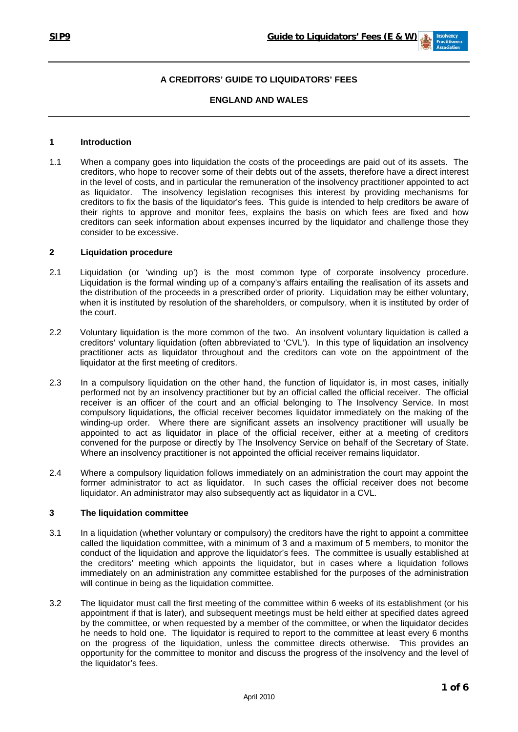# A CREDITORS' GUIDE TO LIQUIDATORS' FEES

## ENGLAND AND WALES

### 1 Introduction

1.1 When a company goes into liquidation the costs of the proceedings are paid out of its assets. The creditors, who hope to recover some of their debts out of the assets, therefore have a direct interest in the level of costs, and in particular the remuneration of the insolvency practitioner appointed to act as liquidator. The insolvency legislation recognises this interest by providing mechanisms for creditors to fix the basis of the liquidator's fees. This guide is intended to help creditors be aware of their rights to approve and monitor fees, explains the basis on which fees are fixed and how creditors can seek information about expenses incurred by the liquidator and challenge those they consider to be excessive.

### 2 Liquidation procedure

2.1 Liquidation (or 'winding up') is the most common type of corporate insolvency procedure. Liquidation is the formal winding up of a company's affairs entailing the realisation of its assets and the distribution of the proceeds in a prescribed order of priority. Liquidation may be either voluntary, when it is instituted by resolution of the shareholders, or compulsory, when it is instituted by order of the court.

2.2 Voluntary liquidation is the more common of the two. An insolvent voluntary liquidation is called a creditors' voluntary liquidation (often abbreviated to 'CVL'). In this type of liquidation an insolvency practitioner acts as liquidator throughout and the creditors can vote on the appointment of the liquidator at the first meeting of creditors.

2.3 In a compulsory liquidation on the other hand, the function of liquidator is, in most cases, initially performed not by an insolvency practitioner but by an official called the official receiver. The official receiver is an officer of the court and an official belonging to The Insolvency Service. In most compulsory liquidations, the official receiver becomes liquidator immediately on the making of the winding-up order. Where there are significant assets an insolvency practitioner will usually be appointed to act as liquidator in place of the official receiver, either at a meeting of creditors convened for the purpose or directly by The Insolvency Service on behalf of the Secretary of State. Where an insolvency practitioner is not appointed the official receiver remains liquidator.

2.4 Where a compulsory liquidation follows immediately on an administration the court may appoint the former administrator to act as liquidator. In such cases the official receiver does not become liquidator. An administrator may also subsequently act as liquidator in a CVL.

### 3 The liquidation committee

3.1 In a liquidation (whether voluntary or compulsory) the creditors have the right to appoint a committee called the liquidation committee, with a minimum of 3 and a maximum of 5 members, to monitor the conduct of the liquidation and approve the liquidator's fees. The committee is usually established at the creditors' meeting which appoints the liquidator, but in cases where a liquidation follows immediately on an administration any committee established for the purposes of the administration will continue in being as the liquidation committee.

3.2 The liquidator must call the first meeting of the committee within 6 weeks of its establishment (or his appointment if that is later), and subsequent meetings must be held either at specified dates agreed by the committee, or when requested by a member of the committee, or when the liquidator decides he needs to hold one. The liquidator is required to report to the committee at least every 6 months on the progress of the liquidation, unless the committee directs otherwise. This provides an opportunity for the committee to monitor and discuss the progress of the insolvency and the level of the liquidator's fees.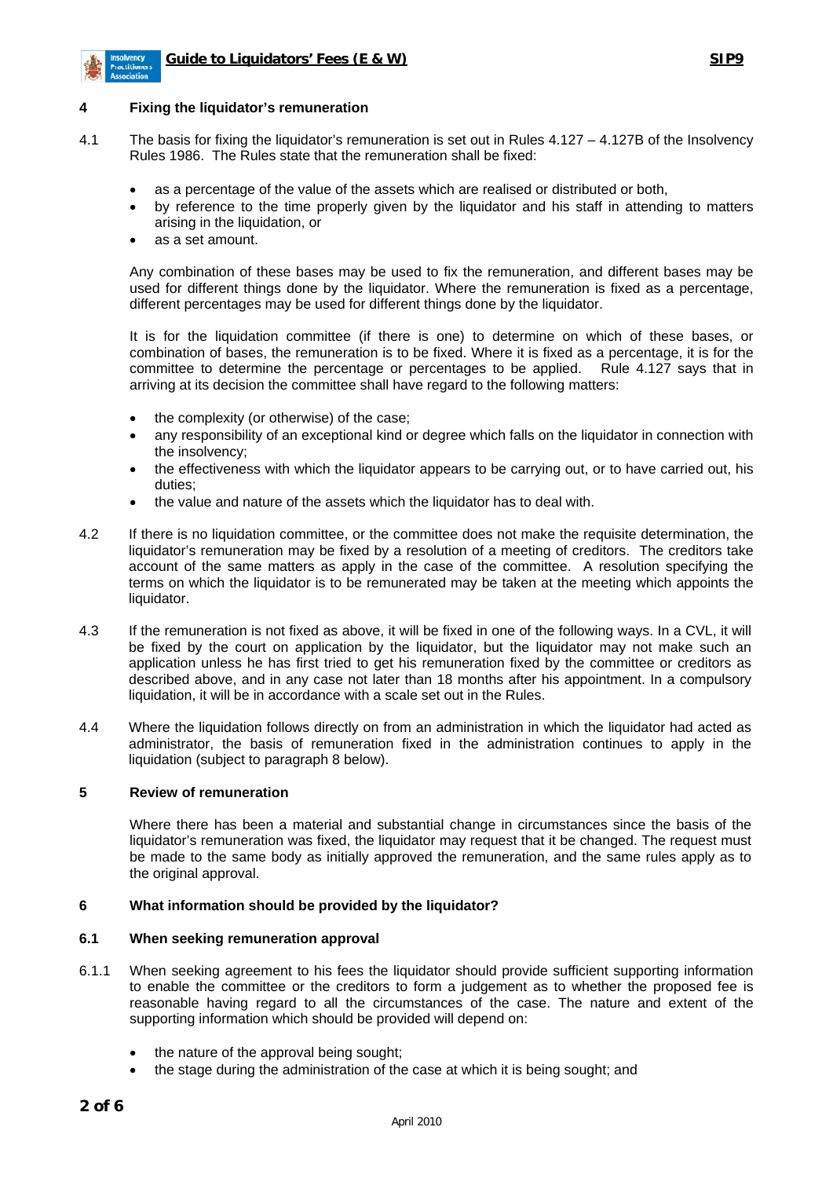## 4 Fixing the liquidator's remuneration

4.1 The basis for fixing the liquidator's remuneration is set out in Rules 4.127 – 4.127B of the Insolvency Rules 1986. The Rules state that the remuneration shall be fixed:

- as a percentage of the value of the assets which are realised or distributed or both,
- by reference to the time properly given by the liquidator and his staff in attending to matters arising in the liquidation, or
- as a set amount.

Any combination of these bases may be used to fix the remuneration, and different bases may be used for different things done by the liquidator. Where the remuneration is fixed as a percentage, different percentages may be used for different things done by the liquidator.

It is for the liquidation committee (if there is one) to determine on which of these bases, or combination of bases, the remuneration is to be fixed. Where it is fixed as a percentage, it is for the committee to determine the percentage or percentages to be applied. Rule 4.127 says that in arriving at its decision the committee shall have regard to the following matters:

- the complexity (or otherwise) of the case;
- any responsibility of an exceptional kind or degree which falls on the liquidator in connection with the insolvency;
- the effectiveness with which the liquidator appears to be carrying out, or to have carried out, his duties;
- the value and nature of the assets which the liquidator has to deal with.

4.2 If there is no liquidation committee, or the committee does not make the requisite determination, the liquidator's remuneration may be fixed by a resolution of a meeting of creditors. The creditors take account of the same matters as apply in the case of the committee. A resolution specifying the terms on which the liquidator is to be remunerated may be taken at the meeting which appoints the liquidator.

4.3 If the remuneration is not fixed as above, it will be fixed in one of the following ways. In a CVL, it will be fixed by the court on application by the liquidator, but the liquidator may not make such an application unless he has first tried to get his remuneration fixed by the committee or creditors as described above, and in any case not later than 18 months after his appointment. In a compulsory liquidation, it will be in accordance with a scale set out in the Rules.

4.4 Where the liquidation follows directly on from an administration in which the liquidator had acted as administrator, the basis of remuneration fixed in the administration continues to apply in the liquidation (subject to paragraph 8 below).

## 5 Review of remuneration

Where there has been a material and substantial change in circumstances since the basis of the liquidator's remuneration was fixed, the liquidator may request that it be changed. The request must be made to the same body as initially approved the remuneration, and the same rules apply as to the original approval.

## 6 What information should be provided by the liquidator?

### 6.1 When seeking remuneration approval

6.1.1 When seeking agreement to his fees the liquidator should provide sufficient supporting information to enable the committee or the creditors to form a judgement as to whether the proposed fee is reasonable having regard to all the circumstances of the case. The nature and extent of the supporting information which should be provided will depend on:

- the nature of the approval being sought;
- the stage during the administration of the case at which it is being sought; and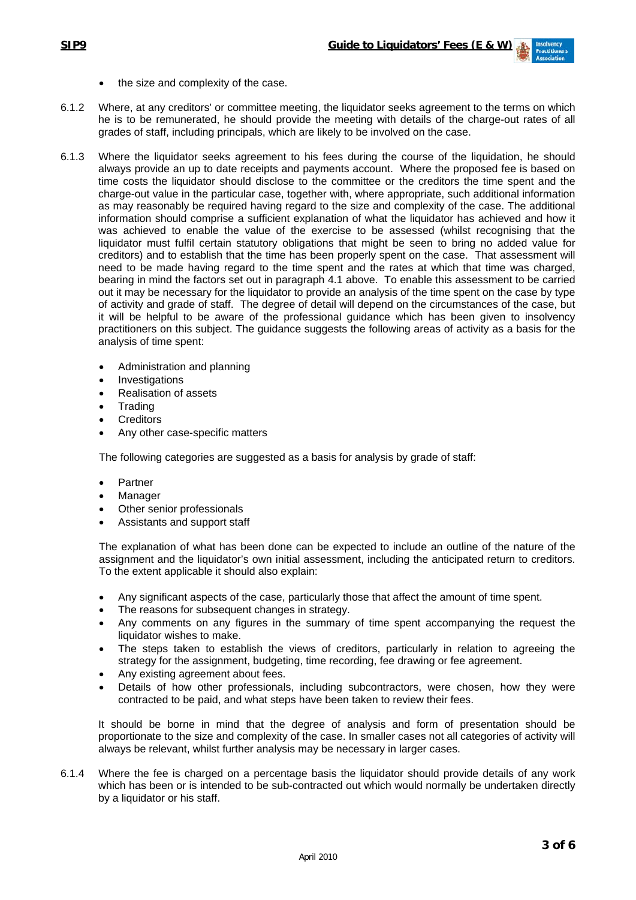- the size and complexity of the case.

6.1.2 Where, at any creditors' or committee meeting, the liquidator seeks agreement to the terms on which he is to be remunerated, he should provide the meeting with details of the charge-out rates of all grades of staff, including principals, which are likely to be involved on the case.

6.1.3 Where the liquidator seeks agreement to his fees during the course of the liquidation, he should always provide an up to date receipts and payments account. Where the proposed fee is based on time costs the liquidator should disclose to the committee or the creditors the time spent and the charge-out value in the particular case, together with, where appropriate, such additional information as may reasonably be required having regard to the size and complexity of the case. The additional information should comprise a sufficient explanation of what the liquidator has achieved and how it was achieved to enable the value of the exercise to be assessed (whilst recognising that the liquidator must fulfil certain statutory obligations that might be seen to bring no added value for creditors) and to establish that the time has been properly spent on the case. That assessment will need to be made having regard to the time spent and the rates at which that time was charged, bearing in mind the factors set out in paragraph 4.1 above. To enable this assessment to be carried out it may be necessary for the liquidator to provide an analysis of the time spent on the case by type of activity and grade of staff. The degree of detail will depend on the circumstances of the case, but it will be helpful to be aware of the professional guidance which has been given to insolvency practitioners on this subject. The guidance suggests the following areas of activity as a basis for the analysis of time spent:

- Administration and planning
- Investigations
- Realisation of assets
- Trading
- Creditors
- Any other case-specific matters

The following categories are suggested as a basis for analysis by grade of staff:

- Partner
- Manager
- Other senior professionals
- Assistants and support staff

The explanation of what has been done can be expected to include an outline of the nature of the assignment and the liquidator's own initial assessment, including the anticipated return to creditors. To the extent applicable it should also explain:

- Any significant aspects of the case, particularly those that affect the amount of time spent.
- The reasons for subsequent changes in strategy.
- Any comments on any figures in the summary of time spent accompanying the request the liquidator wishes to make.
- The steps taken to establish the views of creditors, particularly in relation to agreeing the strategy for the assignment, budgeting, time recording, fee drawing or fee agreement.
- Any existing agreement about fees.
- Details of how other professionals, including subcontractors, were chosen, how they were contracted to be paid, and what steps have been taken to review their fees.

It should be borne in mind that the degree of analysis and form of presentation should be proportionate to the size and complexity of the case. In smaller cases not all categories of activity will always be relevant, whilst further analysis may be necessary in larger cases.

6.1.4 Where the fee is charged on a percentage basis the liquidator should provide details of any work which has been or is intended to be sub-contracted out which would normally be undertaken directly by a liquidator or his staff.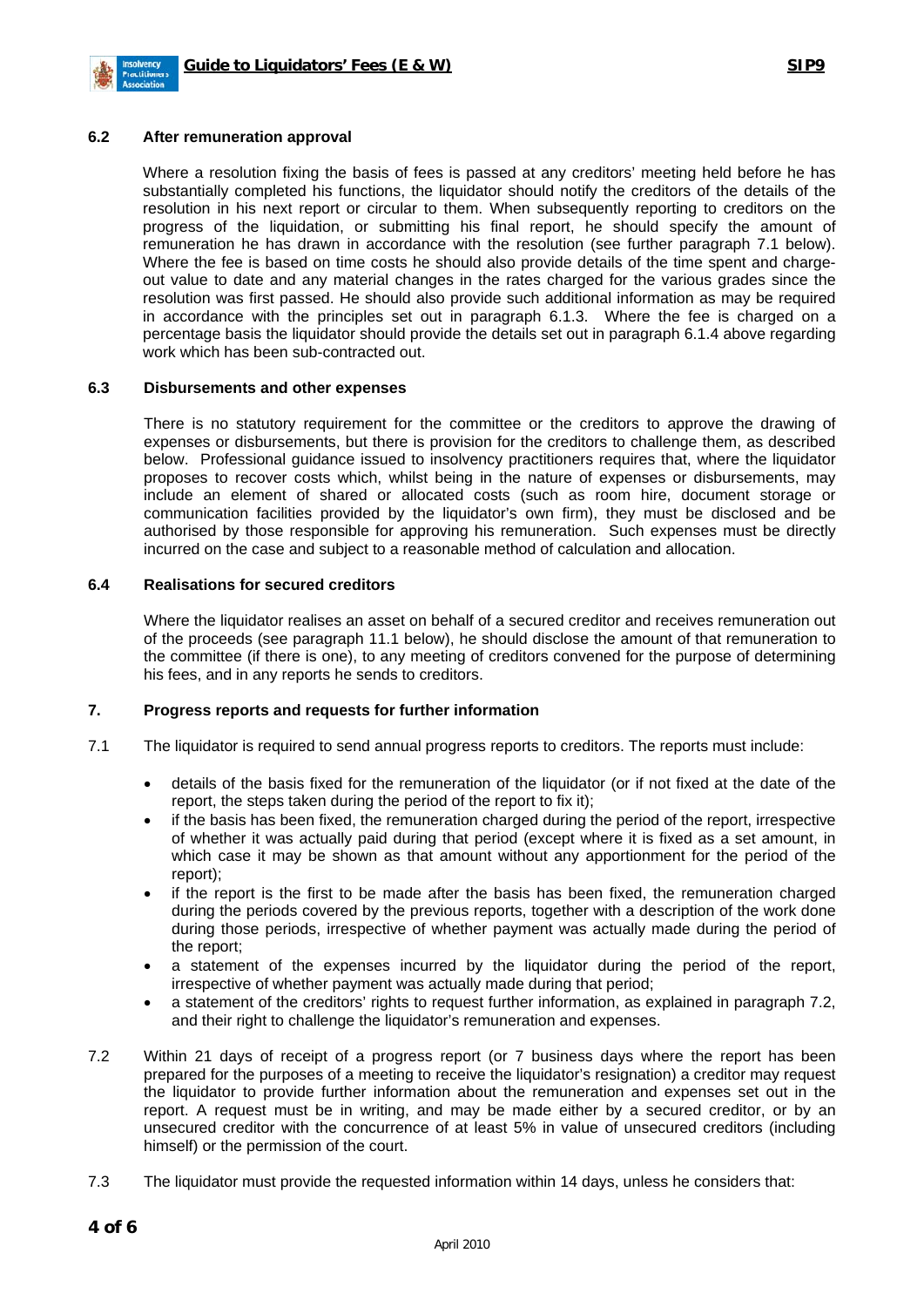### 6.2 After remuneration approval

Where a resolution fixing the basis of fees is passed at any creditors' meeting held before he has substantially completed his functions, the liquidator should notify the creditors of the details of the resolution in his next report or circular to them. When subsequently reporting to creditors on the progress of the liquidation, or submitting his final report, he should specify the amount of remuneration he has drawn in accordance with the resolution (see further paragraph 7.1 below). Where the fee is based on time costs he should also provide details of the time spent and charge-out value to date and any material changes in the rates charged for the various grades since the resolution was first passed. He should also provide such additional information as may be required in accordance with the principles set out in paragraph 6.1.3. Where the fee is charged on a percentage basis the liquidator should provide the details set out in paragraph 6.1.4 above regarding work which has been sub-contracted out.

### 6.3 Disbursements and other expenses

There is no statutory requirement for the committee or the creditors to approve the drawing of expenses or disbursements, but there is provision for the creditors to challenge them, as described below. Professional guidance issued to insolvency practitioners requires that, where the liquidator proposes to recover costs which, whilst being in the nature of expenses or disbursements, may include an element of shared or allocated costs (such as room hire, document storage or communication facilities provided by the liquidator's own firm), they must be disclosed and be authorised by those responsible for approving his remuneration. Such expenses must be directly incurred on the case and subject to a reasonable method of calculation and allocation.

### 6.4 Realisations for secured creditors

Where the liquidator realises an asset on behalf of a secured creditor and receives remuneration out of the proceeds (see paragraph 11.1 below), he should disclose the amount of that remuneration to the committee (if there is one), to any meeting of creditors convened for the purpose of determining his fees, and in any reports he sends to creditors.

## 7. Progress reports and requests for further information

7.1 The liquidator is required to send annual progress reports to creditors. The reports must include:

- details of the basis fixed for the remuneration of the liquidator (or if not fixed at the date of the report, the steps taken during the period of the report to fix it);
- if the basis has been fixed, the remuneration charged during the period of the report, irrespective of whether it was actually paid during that period (except where it is fixed as a set amount, in which case it may be shown as that amount without any apportionment for the period of the report);
- if the report is the first to be made after the basis has been fixed, the remuneration charged during the periods covered by the previous reports, together with a description of the work done during those periods, irrespective of whether payment was actually made during the period of the report;
- a statement of the expenses incurred by the liquidator during the period of the report, irrespective of whether payment was actually made during that period;
- a statement of the creditors' rights to request further information, as explained in paragraph 7.2, and their right to challenge the liquidator's remuneration and expenses.

7.2 Within 21 days of receipt of a progress report (or 7 business days where the report has been prepared for the purposes of a meeting to receive the liquidator's resignation) a creditor may request the liquidator to provide further information about the remuneration and expenses set out in the report. A request must be in writing, and may be made either by a secured creditor, or by an unsecured creditor with the concurrence of at least 5% in value of unsecured creditors (including himself) or the permission of the court.

7.3 The liquidator must provide the requested information within 14 days, unless he considers that: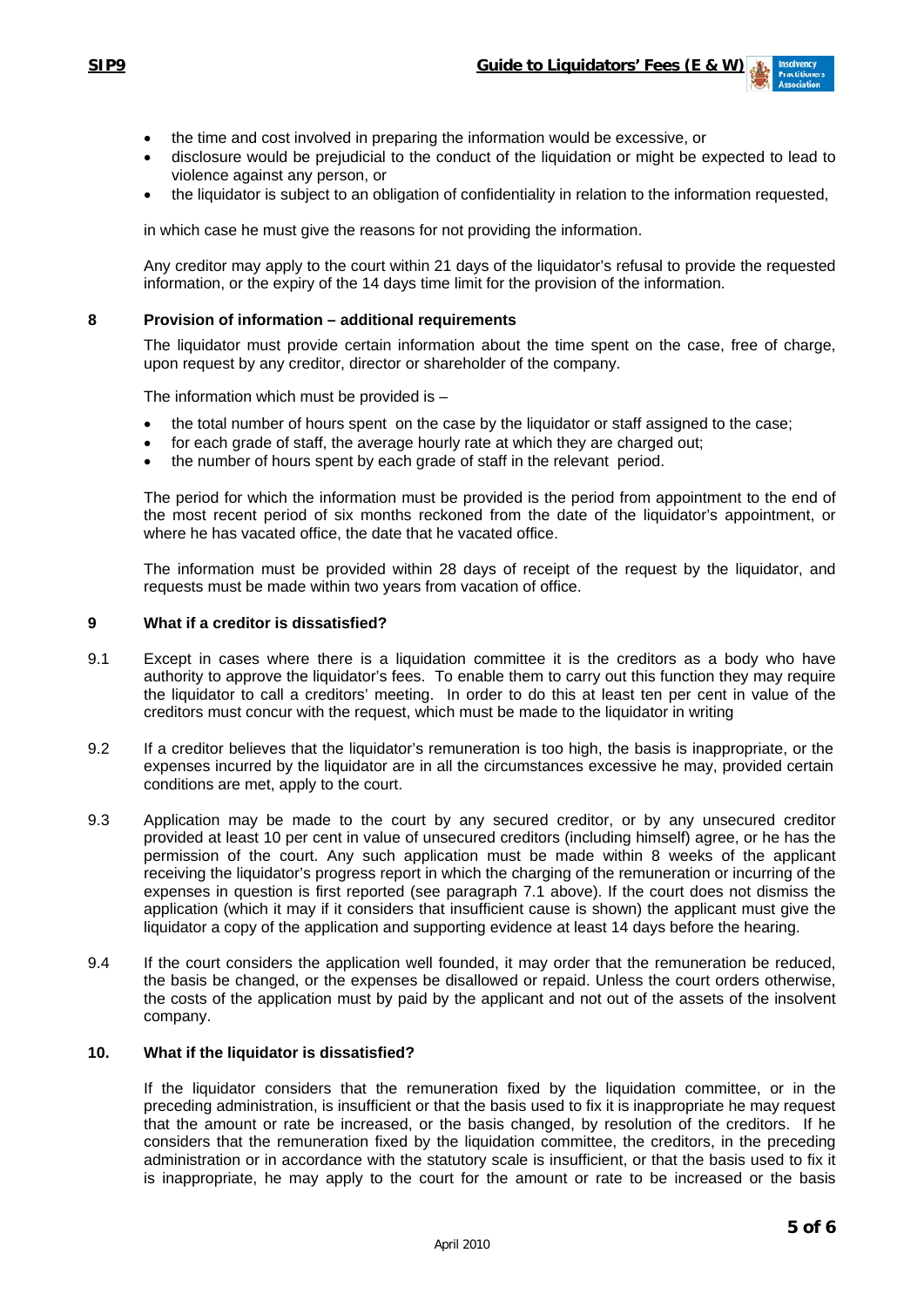- the time and cost involved in preparing the information would be excessive, or
- disclosure would be prejudicial to the conduct of the liquidation or might be expected to lead to violence against any person, or
- the liquidator is subject to an obligation of confidentiality in relation to the information requested,

in which case he must give the reasons for not providing the information.

Any creditor may apply to the court within 21 days of the liquidator's refusal to provide the requested information, or the expiry of the 14 days time limit for the provision of the information.

## 8 Provision of information – additional requirements

The liquidator must provide certain information about the time spent on the case, free of charge, upon request by any creditor, director or shareholder of the company.

The information which must be provided is –

- the total number of hours spent on the case by the liquidator or staff assigned to the case;
- for each grade of staff, the average hourly rate at which they are charged out;
- the number of hours spent by each grade of staff in the relevant period.

The period for which the information must be provided is the period from appointment to the end of the most recent period of six months reckoned from the date of the liquidator's appointment, or where he has vacated office, the date that he vacated office.

The information must be provided within 28 days of receipt of the request by the liquidator, and requests must be made within two years from vacation of office.

## 9 What if a creditor is dissatisfied?

9.1 Except in cases where there is a liquidation committee it is the creditors as a body who have authority to approve the liquidator's fees. To enable them to carry out this function they may require the liquidator to call a creditors' meeting. In order to do this at least ten per cent in value of the creditors must concur with the request, which must be made to the liquidator in writing

9.2 If a creditor believes that the liquidator's remuneration is too high, the basis is inappropriate, or the expenses incurred by the liquidator are in all the circumstances excessive he may, provided certain conditions are met, apply to the court.

9.3 Application may be made to the court by any secured creditor, or by any unsecured creditor provided at least 10 per cent in value of unsecured creditors (including himself) agree, or he has the permission of the court. Any such application must be made within 8 weeks of the applicant receiving the liquidator's progress report in which the charging of the remuneration or incurring of the expenses in question is first reported (see paragraph 7.1 above). If the court does not dismiss the application (which it may if it considers that insufficient cause is shown) the applicant must give the liquidator a copy of the application and supporting evidence at least 14 days before the hearing.

9.4 If the court considers the application well founded, it may order that the remuneration be reduced, the basis be changed, or the expenses be disallowed or repaid. Unless the court orders otherwise, the costs of the application must by paid by the applicant and not out of the assets of the insolvent company.

## 10. What if the liquidator is dissatisfied?

If the liquidator considers that the remuneration fixed by the liquidation committee, or in the preceding administration, is insufficient or that the basis used to fix it is inappropriate he may request that the amount or rate be increased, or the basis changed, by resolution of the creditors. If he considers that the remuneration fixed by the liquidation committee, the creditors, in the preceding administration or in accordance with the statutory scale is insufficient, or that the basis used to fix it is inappropriate, he may apply to the court for the amount or rate to be increased or the basis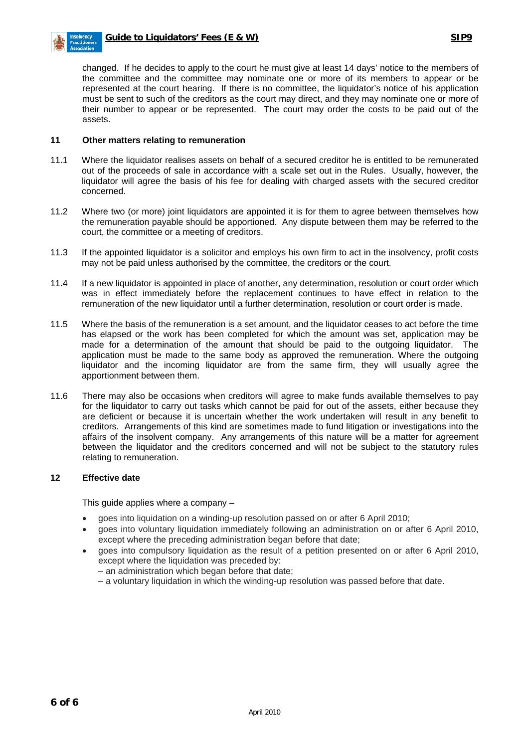changed. If he decides to apply to the court he must give at least 14 days' notice to the members of the committee and the committee may nominate one or more of its members to appear or be represented at the court hearing. If there is no committee, the liquidator's notice of his application must be sent to such of the creditors as the court may direct, and they may nominate one or more of their number to appear or be represented. The court may order the costs to be paid out of the assets.

## 11 Other matters relating to remuneration

11.1 Where the liquidator realises assets on behalf of a secured creditor he is entitled to be remunerated out of the proceeds of sale in accordance with a scale set out in the Rules. Usually, however, the liquidator will agree the basis of his fee for dealing with charged assets with the secured creditor concerned.

11.2 Where two (or more) joint liquidators are appointed it is for them to agree between themselves how the remuneration payable should be apportioned. Any dispute between them may be referred to the court, the committee or a meeting of creditors.

11.3 If the appointed liquidator is a solicitor and employs his own firm to act in the insolvency, profit costs may not be paid unless authorised by the committee, the creditors or the court.

11.4 If a new liquidator is appointed in place of another, any determination, resolution or court order which was in effect immediately before the replacement continues to have effect in relation to the remuneration of the new liquidator until a further determination, resolution or court order is made.

11.5 Where the basis of the remuneration is a set amount, and the liquidator ceases to act before the time has elapsed or the work has been completed for which the amount was set, application may be made for a determination of the amount that should be paid to the outgoing liquidator. The application must be made to the same body as approved the remuneration. Where the outgoing liquidator and the incoming liquidator are from the same firm, they will usually agree the apportionment between them.

11.6 There may also be occasions when creditors will agree to make funds available themselves to pay for the liquidator to carry out tasks which cannot be paid for out of the assets, either because they are deficient or because it is uncertain whether the work undertaken will result in any benefit to creditors. Arrangements of this kind are sometimes made to fund litigation or investigations into the affairs of the insolvent company. Any arrangements of this nature will be a matter for agreement between the liquidator and the creditors concerned and will not be subject to the statutory rules relating to remuneration.

## 12 Effective date

This guide applies where a company –

- goes into liquidation on a winding-up resolution passed on or after 6 April 2010;
- goes into voluntary liquidation immediately following an administration on or after 6 April 2010, except where the preceding administration began before that date;
- goes into compulsory liquidation as the result of a petition presented on or after 6 April 2010, except where the liquidation was preceded by:
  – an administration which began before that date;
  – a voluntary liquidation in which the winding-up resolution was passed before that date.